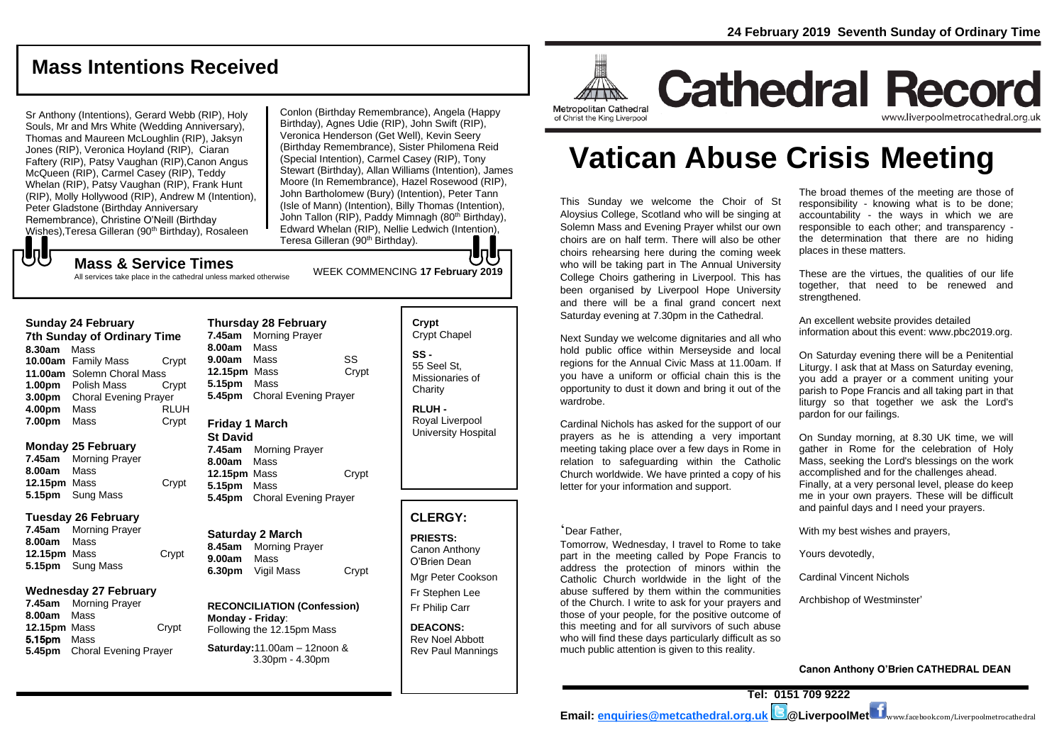# Mass Intentions Received

Sr Anthony (Intentions), Gerard Webb (RIP), Holy Souls, Mr and Mrs White (Wedding Anniversary), Thomas and Maureen McLoughlin (RIP), Jaksyn Jones (RIP), Veronica Hoyland (RIP), Ciaran Faftery (RIP), Patsy Vaughan (RIP),Canon Angus McQueen (RIP), Carmel Casey (RIP), Teddy Whelan (RIP), Patsy Vaughan (RIP), Frank Hunt (RIP), Molly Hollywood (RIP), Andrew M (Intention), Peter Gladstone (Birthday Anniversary Remembrance), Christine O'Neill (Birthday Wishes),Teresa Gilleran (90th Birthday), Rosaleen Conlon (Birthday Remembrance), Angela (Happy Birthday), Agnes Udie (RIP), John Swift (RIP), Veronica Henderson (Get Well), Kevin Seery (Birthday Remembrance), Sister Philomena Reid (Special Intention), Carmel Casey (RIP), Tony Stewart (Birthday), Allan Williams (Intention), James Moore (In Remembrance), Hazel Rosewood (RIP), John Bartholomew (Bury) (Intention), Peter Tann (Isle of Mann) (Intention), Billy Thomas (Intention), John Tallon (RIP), Paddy Mimnagh (80th Birthday), Edward Whelan (RIP), Nellie Ledwich (Intention), Teresa Gilleran (90th Birthday).

## Mass & Service Times

All services take place in the cathedral unless marked otherwise

WEEK COMMENCING **17 February 2019**

### Sunday 24 February
**7th Sunday of Ordinary Time**

| | | |
|---|---|---|
| **8.30am** | Mass | |
| **10.00am** | Family Mass | Crypt |
| **11.00am** | Solemn Choral Mass | |
| **1.00pm** | Polish Mass | Crypt |
| **3.00pm** | Choral Evening Prayer | |
| **4.00pm** | Mass | RLUH |
| **7.00pm** | Mass | Crypt |

### Monday 25 February

| | | |
|---|---|---|
| **7.45am** | Morning Prayer | |
| **8.00am** | Mass | |
| **12.15pm** | Mass | Crypt |
| **5.15pm** | Sung Mass | |

### Tuesday 26 February

| | | |
|---|---|---|
| **7.45am** | Morning Prayer | |
| **8.00am** | Mass | |
| **12.15pm** | Mass | Crypt |
| **5.15pm** | Sung Mass | |

### Wednesday 27 February

| | | |
|---|---|---|
| **7.45am** | Morning Prayer | |
| **8.00am** | Mass | |
| **12.15pm** | Mass | Crypt |
| **5.15pm** | Mass | |
| **5.45pm** | Choral Evening Prayer | |

### Thursday 28 February

| | | |
|---|---|---|
| **7.45am** | Morning Prayer | |
| **8.00am** | Mass | |
| **9.00am** | Mass | SS |
| **12.15pm** | Mass | Crypt |
| **5.15pm** | Mass | |
| **5.45pm** | Choral Evening Prayer | |

### Friday 1 March
**St David**

| | | |
|---|---|---|
| **7.45am** | Morning Prayer | |
| **8.00am** | Mass | |
| **12.15pm** | Mass | Crypt |
| **5.15pm** | Mass | |
| **5.45pm** | Choral Evening Prayer | |

### Saturday 2 March

| | | |
|---|---|---|
| **8.45am** | Morning Prayer | |
| **9.00am** | Mass | |
| **6.30pm** | Vigil Mass | Crypt |

**RECONCILIATION (Confession)**
**Monday - Friday**: Following the 12.15pm Mass

**Saturday:** 11.00am – 12noon & 3.30pm - 4.30pm

**Crypt** Crypt Chapel

**SS -** 55 Seel St, Missionaries of Charity

**RLUH -** Royal Liverpool University Hospital

## CLERGY:

**PRIESTS:**
Canon Anthony O'Brien Dean
Mgr Peter Cookson
Fr Stephen Lee
Fr Philip Carr

**DEACONS:**
Rev Noel Abbott
Rev Paul Mannings

**24 February 2019 Seventh Sunday of Ordinary Time**

Metropolitan Cathedral of Christ the King Liverpool

# Cathedral Record

www.liverpoolmetrocathedral.org.uk

# Vatican Abuse Crisis Meeting

This Sunday we welcome the Choir of St Aloysius College, Scotland who will be singing at Solemn Mass and Evening Prayer whilst our own choirs are on half term. There will also be other choirs rehearsing here during the coming week who will be taking part in The Annual University College Choirs gathering in Liverpool. This has been organised by Liverpool Hope University and there will be a final grand concert next Saturday evening at 7.30pm in the Cathedral.

Next Sunday we welcome dignitaries and all who hold public office within Merseyside and local regions for the Annual Civic Mass at 11.00am. If you have a uniform or official chain this is the opportunity to dust it down and bring it out of the wardrobe.

Cardinal Nichols has asked for the support of our prayers as he is attending a very important meeting taking place over a few days in Rome in relation to safeguarding within the Catholic Church worldwide. We have printed a copy of his letter for your information and support.

'Dear Father,

Tomorrow, Wednesday, I travel to Rome to take part in the meeting called by Pope Francis to address the protection of minors within the Catholic Church worldwide in the light of the abuse suffered by them within the communities of the Church. I write to ask for your prayers and those of your people, for the positive outcome of this meeting and for all survivors of such abuse who will find these days particularly difficult as so much public attention is given to this reality.

The broad themes of the meeting are those of responsibility - knowing what is to be done; accountability - the ways in which we are responsible to each other; and transparency - the determination that there are no hiding places in these matters.

These are the virtues, the qualities of our life together, that need to be renewed and strengthened.

An excellent website provides detailed information about this event: www.pbc2019.org.

On Saturday evening there will be a Penitential Liturgy. I ask that at Mass on Saturday evening, you add a prayer or a comment uniting your parish to Pope Francis and all taking part in that liturgy so that together we ask the Lord's pardon for our failings.

On Sunday morning, at 8.30 UK time, we will gather in Rome for the celebration of Holy Mass, seeking the Lord's blessings on the work accomplished and for the challenges ahead. Finally, at a very personal level, please do keep me in your own prayers. These will be difficult and painful days and I need your prayers.

With my best wishes and prayers,

Yours devotedly,

Cardinal Vincent Nichols

Archbishop of Westminster'

**Canon Anthony O'Brien CATHEDRAL DEAN**

**Tel: 0151 709 9222**

**Email: enquiries@metcathedral.org.uk @LiverpoolMet** www.facebook.com/Liverpoolmetrocathedral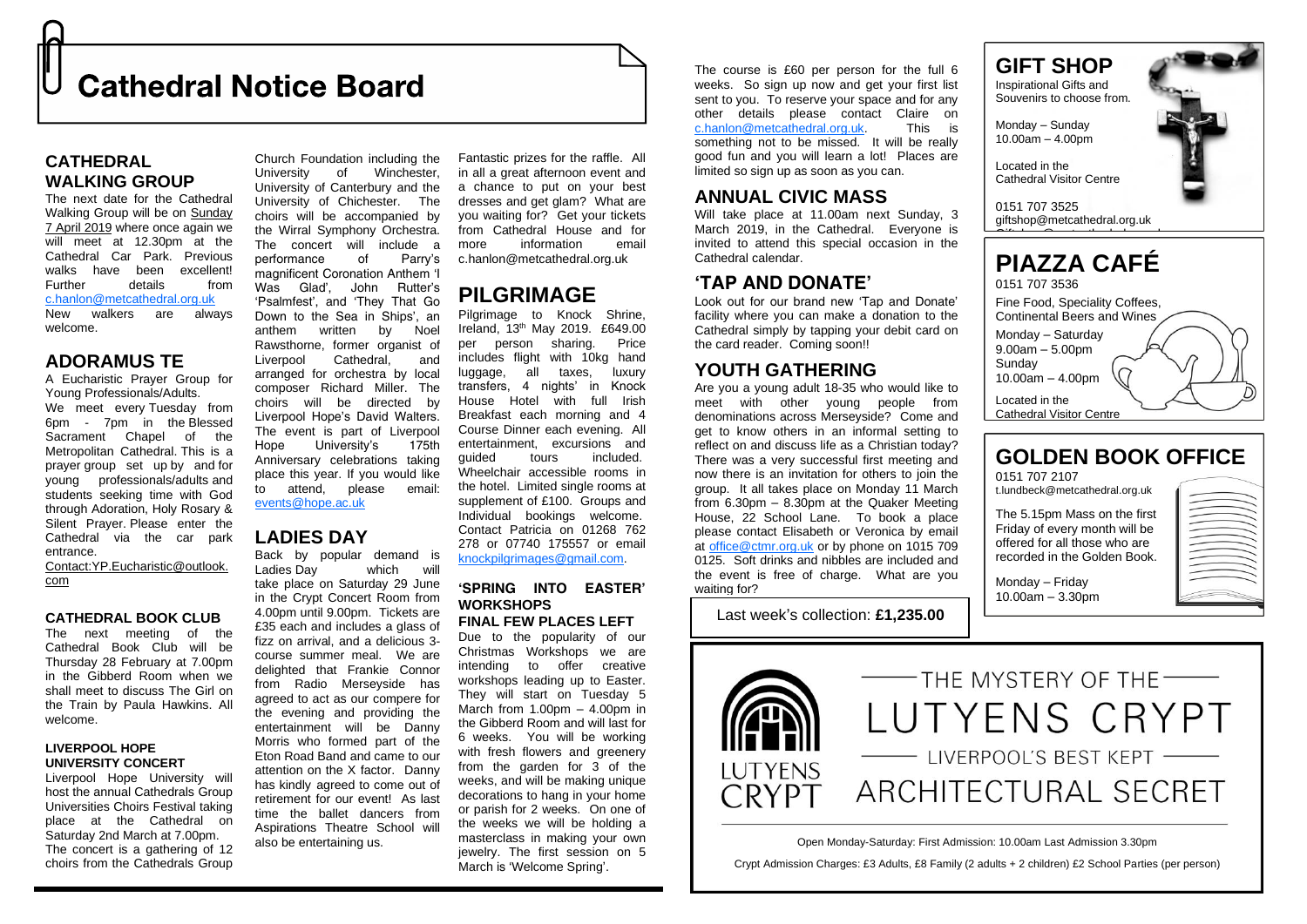# Cathedral Notice Board

## CATHEDRAL WALKING GROUP

The next date for the Cathedral Walking Group will be on Sunday 7 April 2019 where once again we will meet at 12.30pm at the Cathedral Car Park. Previous walks have been excellent! Further details from c.hanlon@metcathedral.org.uk New walkers are always welcome.

## ADORAMUS TE

A Eucharistic Prayer Group for Young Professionals/Adults.

We meet every Tuesday from 6pm - 7pm in the Blessed Sacrament Chapel of the Metropolitan Cathedral. This is a prayer group set up by and for young professionals/adults and students seeking time with God through Adoration, Holy Rosary & Silent Prayer. Please enter the Cathedral via the car park entrance.

Contact:YP.Eucharistic@outlook.com

### CATHEDRAL BOOK CLUB

The next meeting of the Cathedral Book Club will be Thursday 28 February at 7.00pm in the Gibberd Room when we shall meet to discuss The Girl on the Train by Paula Hawkins. All welcome.

#### LIVERPOOL HOPE UNIVERSITY CONCERT

Liverpool Hope University will host the annual Cathedrals Group Universities Choirs Festival taking place at the Cathedral on Saturday 2nd March at 7.00pm. The concert is a gathering of 12 choirs from the Cathedrals Group Church Foundation including the University of Winchester, University of Canterbury and the University of Chichester. The choirs will be accompanied by the Wirral Symphony Orchestra. The concert will include a performance of Parry's magnificent Coronation Anthem 'I Was Glad', John Rutter's 'Psalmfest', and 'They That Go Down to the Sea in Ships', an anthem written by Noel Rawsthorne, former organist of Liverpool Cathedral, and arranged for orchestra by local composer Richard Miller. The choirs will be directed by Liverpool Hope's David Walters. The event is part of Liverpool Hope University's 175th Anniversary celebrations taking place this year. If you would like to attend, please email: events@hope.ac.uk

## LADIES DAY

Back by popular demand is Ladies Day which will take place on Saturday 29 June in the Crypt Concert Room from 4.00pm until 9.00pm. Tickets are £35 each and includes a glass of fizz on arrival, and a delicious 3-course summer meal. We are delighted that Frankie Connor from Radio Merseyside has agreed to act as our compere for the evening and providing the entertainment will be Danny Morris who formed part of the Eton Road Band and came to our attention on the X factor. Danny has kindly agreed to come out of retirement for our event! As last time the ballet dancers from Aspirations Theatre School will also be entertaining us. Fantastic prizes for the raffle. All in all a great afternoon event and a chance to put on your best dresses and get glam? What are you waiting for? Get your tickets from Cathedral House and for more information email c.hanlon@metcathedral.org.uk

## PILGRIMAGE

Pilgrimage to Knock Shrine, Ireland, 13th May 2019. £649.00 per person sharing. Price includes flight with 10kg hand luggage, all taxes, luxury transfers, 4 nights' in Knock House Hotel with full Irish Breakfast each morning and 4 Course Dinner each evening. All entertainment, excursions and guided tours included. Wheelchair accessible rooms in the hotel. Limited single rooms at supplement of £100. Groups and Individual bookings welcome. Contact Patricia on 01268 762 278 or 07740 175557 or email knockpilgrimages@gmail.com.

#### 'SPRING INTO EASTER' WORKSHOPS
#### FINAL FEW PLACES LEFT

Due to the popularity of our Christmas Workshops we are intending to offer creative workshops leading up to Easter. They will start on Tuesday 5 March from 1.00pm – 4.00pm in the Gibberd Room and will last for 6 weeks. You will be working with fresh flowers and greenery from the garden for 3 of the weeks, and will be making unique decorations to hang in your home or parish for 2 weeks. On one of the weeks we will be holding a masterclass in making your own jewelry. The first session on 5 March is 'Welcome Spring'. The course is £60 per person for the full 6 weeks. So sign up now and get your first list sent to you. To reserve your space and for any other details please contact Claire on c.hanlon@metcathedral.org.uk. This is something not to be missed. It will be really good fun and you will learn a lot! Places are limited so sign up as soon as you can.

## ANNUAL CIVIC MASS

Will take place at 11.00am next Sunday, 3 March 2019, in the Cathedral. Everyone is invited to attend this special occasion in the Cathedral calendar.

## 'TAP AND DONATE'

Look out for our brand new 'Tap and Donate' facility where you can make a donation to the Cathedral simply by tapping your debit card on the card reader. Coming soon!!

## YOUTH GATHERING

Are you a young adult 18-35 who would like to meet with other young people from denominations across Merseyside? Come and get to know others in an informal setting to reflect on and discuss life as a Christian today? There was a very successful first meeting and now there is an invitation for others to join the group. It all takes place on Monday 11 March from 6.30pm – 8.30pm at the Quaker Meeting House, 22 School Lane. To book a place please contact Elisabeth or Veronica by email at office@ctmr.org.uk or by phone on 1015 709 0125. Soft drinks and nibbles are included and the event is free of charge. What are you waiting for?

Last week's collection: **£1,235.00**

## GIFT SHOP

Inspirational Gifts and Souvenirs to choose from.

Monday – Sunday
10.00am – 4.00pm

Located in the Cathedral Visitor Centre

0151 707 3525
giftshop@metcathedral.org.uk

## PIAZZA CAFÉ

0151 707 3536

Fine Food, Speciality Coffees, Continental Beers and Wines

Monday – Saturday
9.00am – 5.00pm
Sunday
10.00am – 4.00pm

Located in the Cathedral Visitor Centre

## GOLDEN BOOK OFFICE

0151 707 2107
t.lundbeck@metcathedral.org.uk

The 5.15pm Mass on the first Friday of every month will be offered for all those who are recorded in the Golden Book.

Monday – Friday
10.00am – 3.30pm

LUTYENS CRYPT

THE MYSTERY OF THE LUTYENS CRYPT
LIVERPOOL'S BEST KEPT ARCHITECTURAL SECRET

Open Monday-Saturday: First Admission: 10.00am Last Admission 3.30pm

Crypt Admission Charges: £3 Adults, £8 Family (2 adults + 2 children) £2 School Parties (per person)